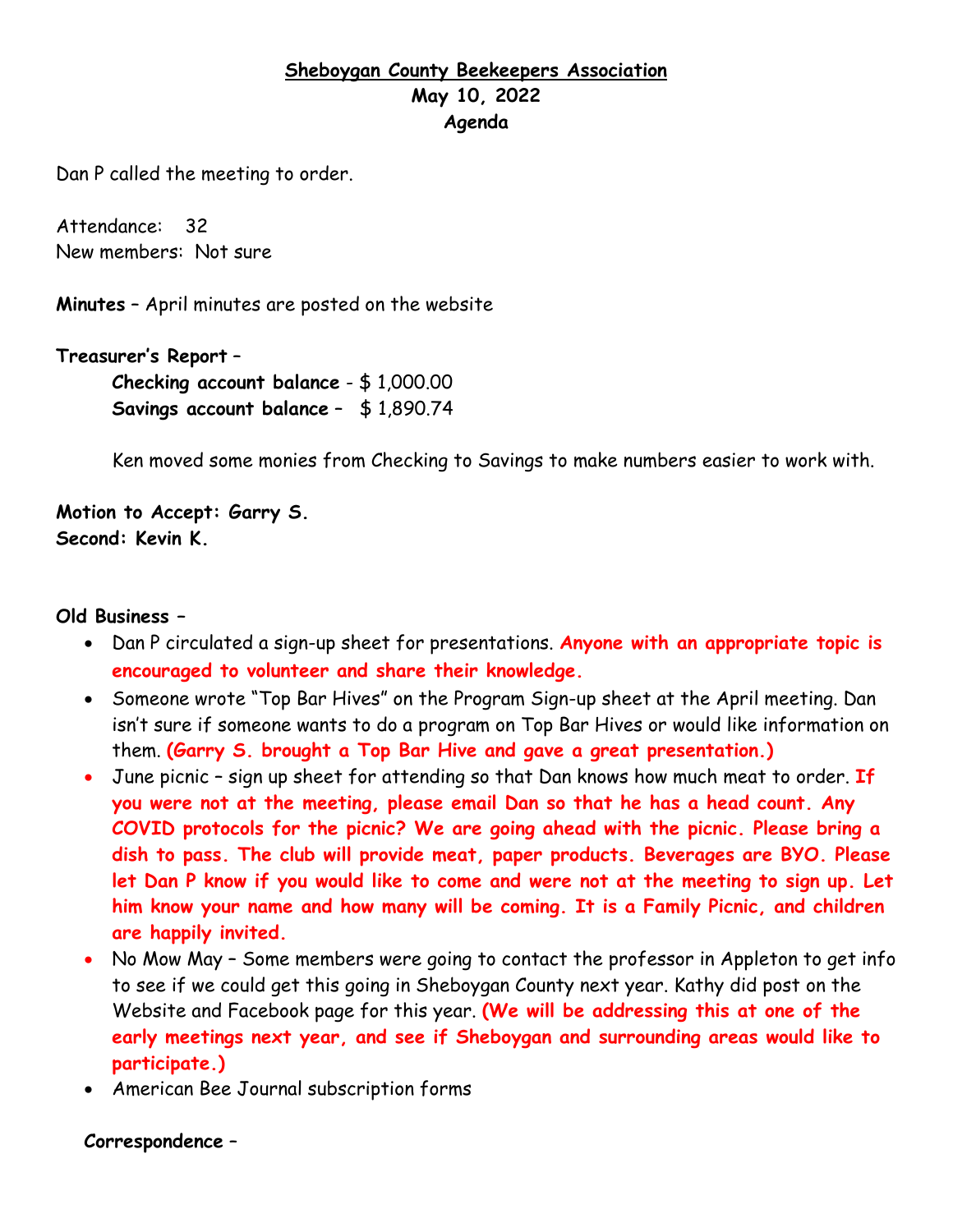# Sheboygan County Beekeepers Association

## May 10, 2022

## Agenda

Dan P called the meeting to order.

Attendance: 32
New members: Not sure

**Minutes** – April minutes are posted on the website

**Treasurer's Report** –

**Checking account balance** - $ 1,000.00
**Savings account balance** – $ 1,890.74

Ken moved some monies from Checking to Savings to make numbers easier to work with.

**Motion to Accept: Garry S.**
**Second: Kevin K.**

**Old Business** –

- Dan P circulated a sign-up sheet for presentations. **Anyone with an appropriate topic is encouraged to volunteer and share their knowledge.**
- Someone wrote "Top Bar Hives" on the Program Sign-up sheet at the April meeting. Dan isn't sure if someone wants to do a program on Top Bar Hives or would like information on them. **(Garry S. brought a Top Bar Hive and gave a great presentation.)**
- June picnic – sign up sheet for attending so that Dan knows how much meat to order. **If you were not at the meeting, please email Dan so that he has a head count. Any COVID protocols for the picnic? We are going ahead with the picnic. Please bring a dish to pass. The club will provide meat, paper products. Beverages are BYO. Please let Dan P know if you would like to come and were not at the meeting to sign up. Let him know your name and how many will be coming. It is a Family Picnic, and children are happily invited.**
- No Mow May – Some members were going to contact the professor in Appleton to get info to see if we could get this going in Sheboygan County next year. Kathy did post on the Website and Facebook page for this year. **(We will be addressing this at one of the early meetings next year, and see if Sheboygan and surrounding areas would like to participate.)**
- American Bee Journal subscription forms

**Correspondence** –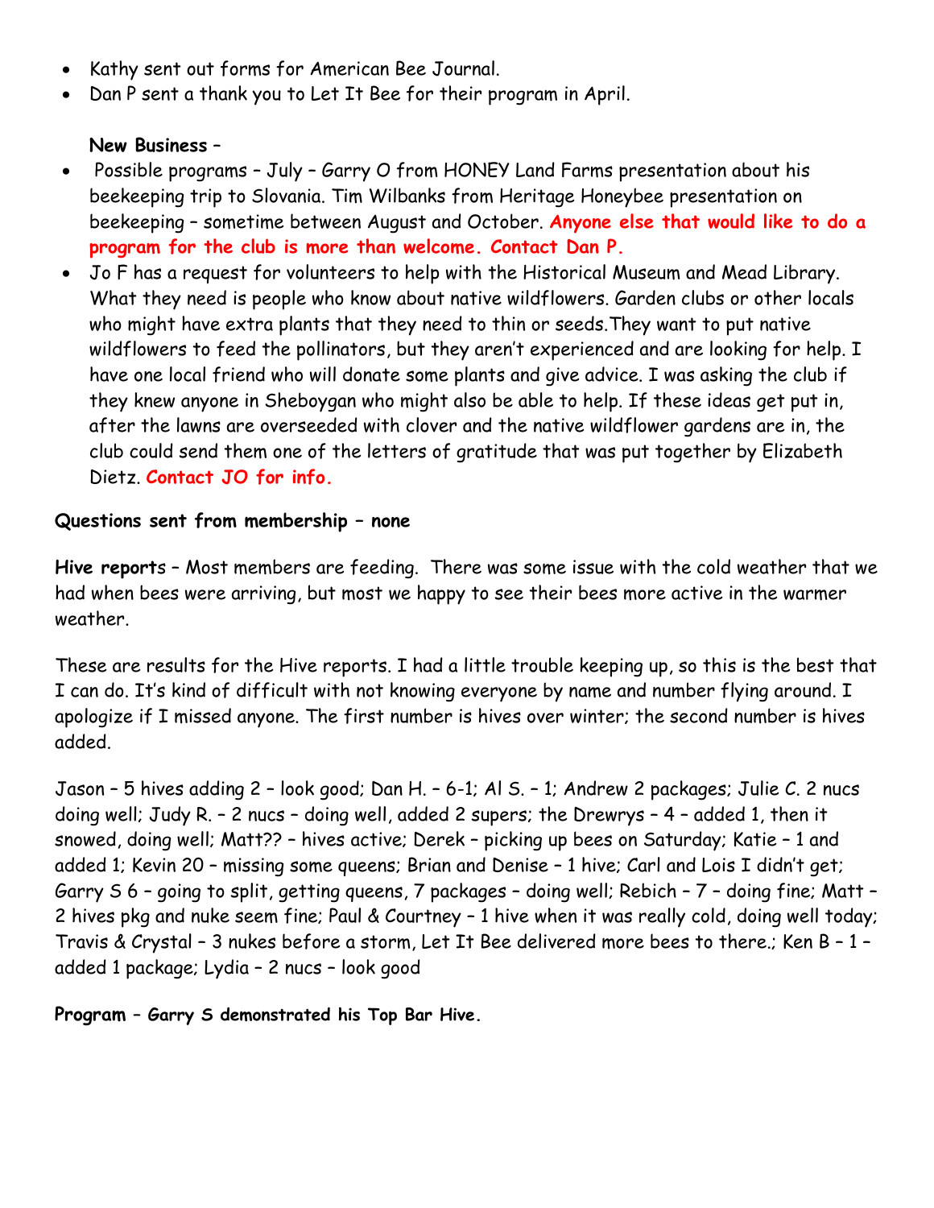- Kathy sent out forms for American Bee Journal.
- Dan P sent a thank you to Let It Bee for their program in April.

**New Business** –

- Possible programs – July – Garry O from HONEY Land Farms presentation about his beekeeping trip to Slovania. Tim Wilbanks from Heritage Honeybee presentation on beekeeping – sometime between August and October. **Anyone else that would like to do a program for the club is more than welcome. Contact Dan P.**
- Jo F has a request for volunteers to help with the Historical Museum and Mead Library. What they need is people who know about native wildflowers. Garden clubs or other locals who might have extra plants that they need to thin or seeds.They want to put native wildflowers to feed the pollinators, but they aren't experienced and are looking for help. I have one local friend who will donate some plants and give advice. I was asking the club if they knew anyone in Sheboygan who might also be able to help. If these ideas get put in, after the lawns are overseeded with clover and the native wildflower gardens are in, the club could send them one of the letters of gratitude that was put together by Elizabeth Dietz. **Contact JO for info.**

**Questions sent from membership – none**

**Hive reports** – Most members are feeding. There was some issue with the cold weather that we had when bees were arriving, but most we happy to see their bees more active in the warmer weather.

These are results for the Hive reports. I had a little trouble keeping up, so this is the best that I can do. It's kind of difficult with not knowing everyone by name and number flying around. I apologize if I missed anyone. The first number is hives over winter; the second number is hives added.

Jason – 5 hives adding 2 – look good; Dan H. – 6-1; Al S. – 1; Andrew 2 packages; Julie C. 2 nucs doing well; Judy R. – 2 nucs – doing well, added 2 supers; the Drewrys – 4 – added 1, then it snowed, doing well; Matt?? – hives active; Derek – picking up bees on Saturday; Katie – 1 and added 1; Kevin 20 – missing some queens; Brian and Denise – 1 hive; Carl and Lois I didn't get; Garry S 6 – going to split, getting queens, 7 packages – doing well; Rebich – 7 – doing fine; Matt – 2 hives pkg and nuke seem fine; Paul & Courtney – 1 hive when it was really cold, doing well today; Travis & Crystal – 3 nukes before a storm, Let It Bee delivered more bees to there.; Ken B – 1 – added 1 package; Lydia – 2 nucs – look good

**Program** – **Garry S demonstrated his Top Bar Hive.**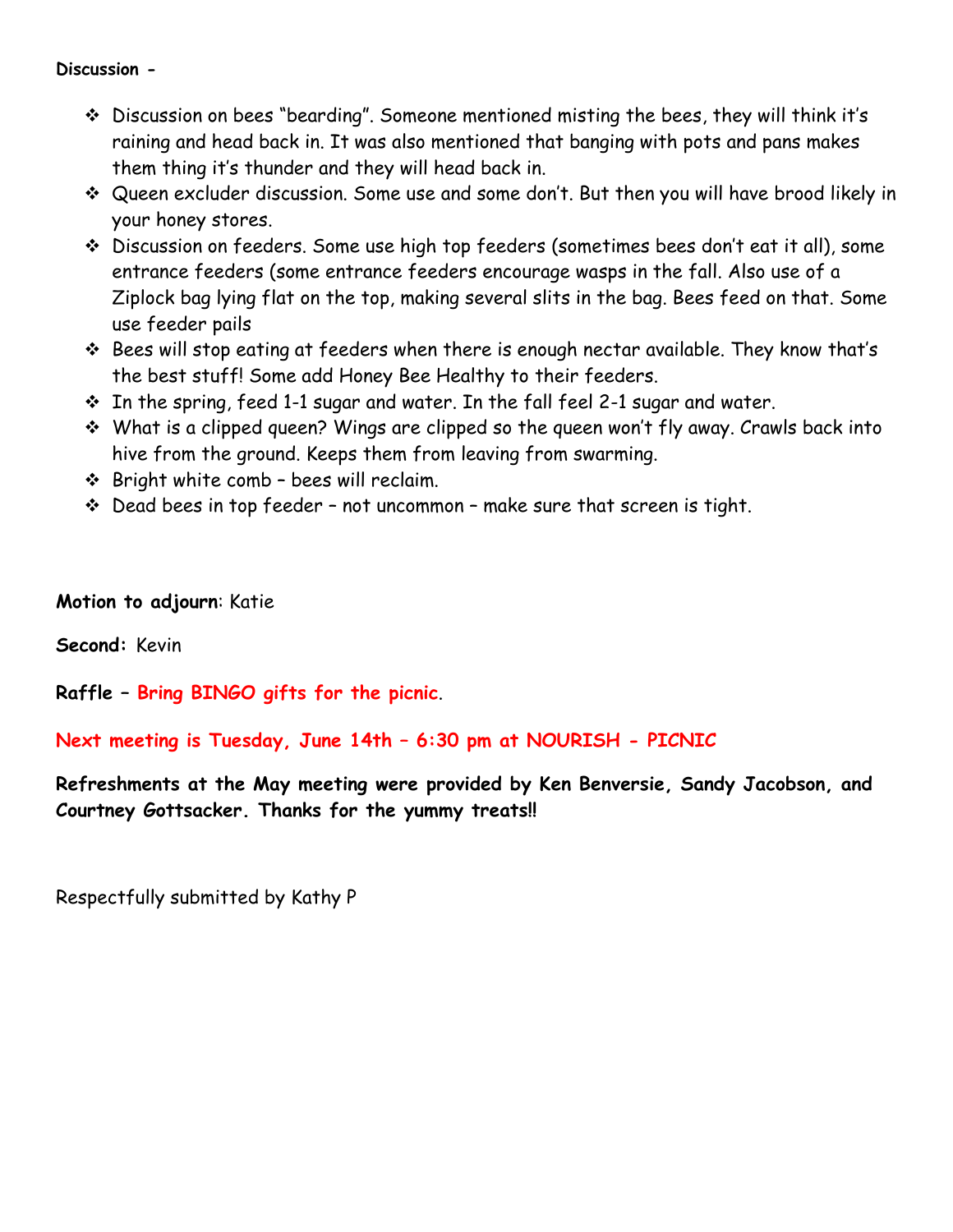**Discussion -**

- Discussion on bees "bearding". Someone mentioned misting the bees, they will think it's raining and head back in. It was also mentioned that banging with pots and pans makes them thing it's thunder and they will head back in.
- Queen excluder discussion. Some use and some don't. But then you will have brood likely in your honey stores.
- Discussion on feeders. Some use high top feeders (sometimes bees don't eat it all), some entrance feeders (some entrance feeders encourage wasps in the fall. Also use of a Ziplock bag lying flat on the top, making several slits in the bag. Bees feed on that. Some use feeder pails
- Bees will stop eating at feeders when there is enough nectar available. They know that's the best stuff! Some add Honey Bee Healthy to their feeders.
- In the spring, feed 1-1 sugar and water. In the fall feel 2-1 sugar and water.
- What is a clipped queen? Wings are clipped so the queen won't fly away. Crawls back into hive from the ground. Keeps them from leaving from swarming.
- Bright white comb – bees will reclaim.
- Dead bees in top feeder – not uncommon – make sure that screen is tight.

**Motion to adjourn**: Katie

**Second:** Kevin

**Raffle – Bring BINGO gifts for the picnic**.

**Next meeting is Tuesday, June 14th – 6:30 pm at NOURISH - PICNIC**

**Refreshments at the May meeting were provided by Ken Benversie, Sandy Jacobson, and Courtney Gottsacker. Thanks for the yummy treats!!**

Respectfully submitted by Kathy P